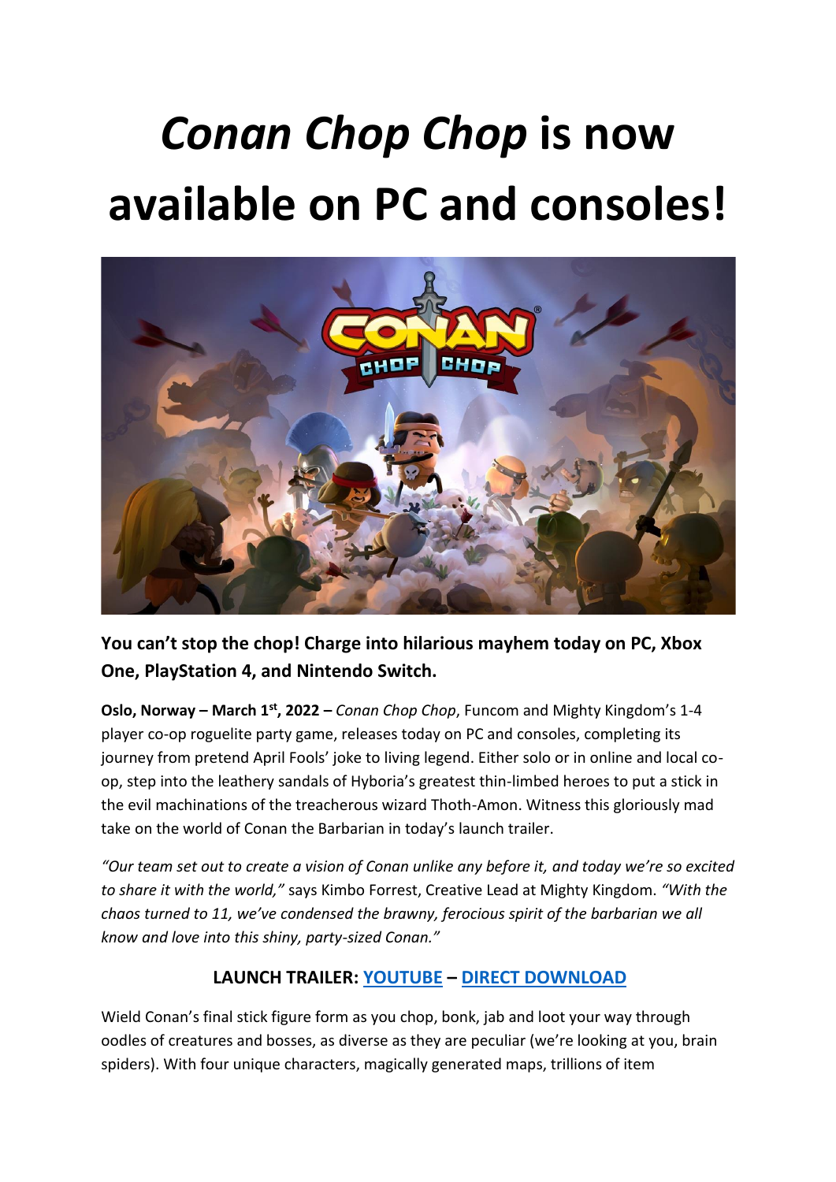# *Conan Chop Chop* is now available on PC and consoles!

**You can't stop the chop! Charge into hilarious mayhem today on PC, Xbox One, PlayStation 4, and Nintendo Switch.**

**Oslo, Norway – March 1st, 2022 –** *Conan Chop Chop*, Funcom and Mighty Kingdom's 1-4 player co-op roguelite party game, releases today on PC and consoles, completing its journey from pretend April Fools' joke to living legend. Either solo or in online and local co-op, step into the leathery sandals of Hyboria's greatest thin-limbed heroes to put a stick in the evil machinations of the treacherous wizard Thoth-Amon. Witness this gloriously mad take on the world of Conan the Barbarian in today's launch trailer.

*"Our team set out to create a vision of Conan unlike any before it, and today we're so excited to share it with the world,"* says Kimbo Forrest, Creative Lead at Mighty Kingdom. *"With the chaos turned to 11, we've condensed the brawny, ferocious spirit of the barbarian we all know and love into this shiny, party-sized Conan."*

**LAUNCH TRAILER: YOUTUBE – DIRECT DOWNLOAD**

Wield Conan's final stick figure form as you chop, bonk, jab and loot your way through oodles of creatures and bosses, as diverse as they are peculiar (we're looking at you, brain spiders). With four unique characters, magically generated maps, trillions of item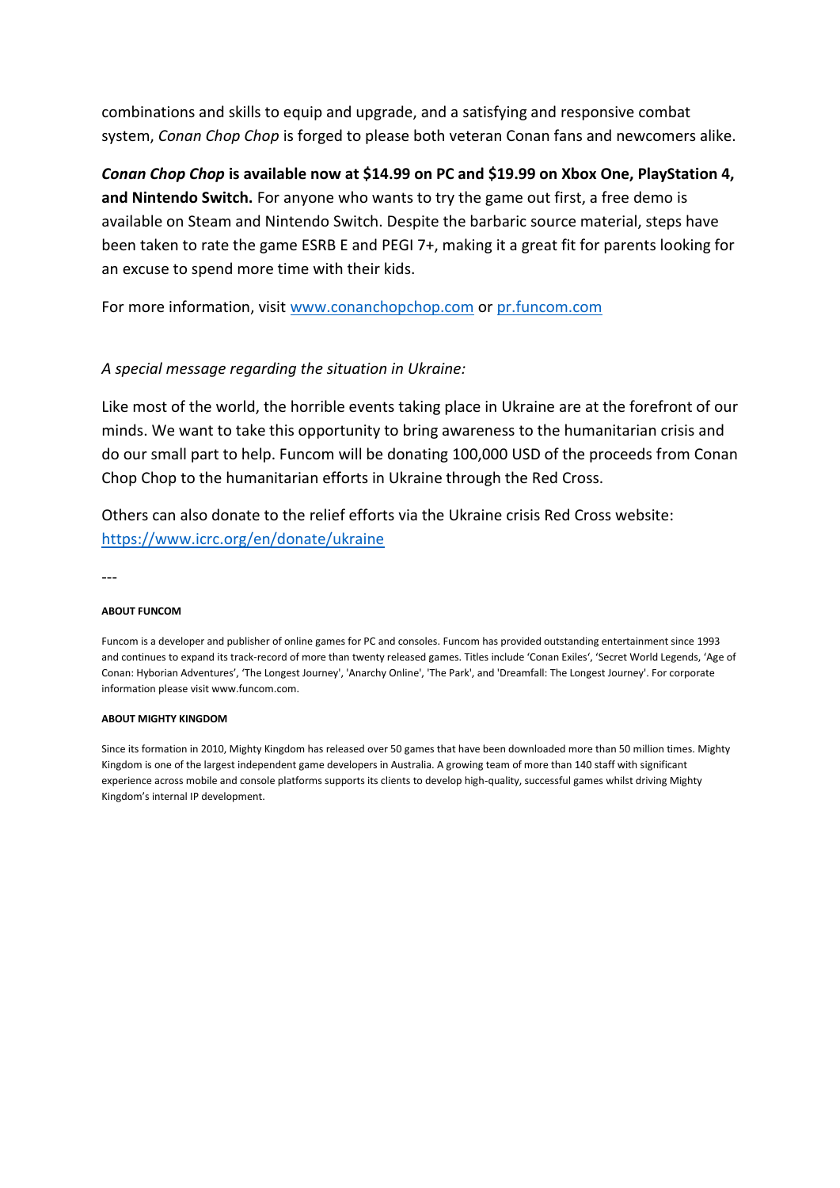combinations and skills to equip and upgrade, and a satisfying and responsive combat system, *Conan Chop Chop* is forged to please both veteran Conan fans and newcomers alike.

***Conan Chop Chop* is available now at $14.99 on PC and $19.99 on Xbox One, PlayStation 4, and Nintendo Switch.** For anyone who wants to try the game out first, a free demo is available on Steam and Nintendo Switch. Despite the barbaric source material, steps have been taken to rate the game ESRB E and PEGI 7+, making it a great fit for parents looking for an excuse to spend more time with their kids.

For more information, visit [www.conanchopchop.com](www.conanchopchop.com) or [pr.funcom.com](pr.funcom.com)

*A special message regarding the situation in Ukraine:*

Like most of the world, the horrible events taking place in Ukraine are at the forefront of our minds. We want to take this opportunity to bring awareness to the humanitarian crisis and do our small part to help. Funcom will be donating 100,000 USD of the proceeds from Conan Chop Chop to the humanitarian efforts in Ukraine through the Red Cross.

Others can also donate to the relief efforts via the Ukraine crisis Red Cross website: [https://www.icrc.org/en/donate/ukraine](https://www.icrc.org/en/donate/ukraine)

---

**ABOUT FUNCOM**

Funcom is a developer and publisher of online games for PC and consoles. Funcom has provided outstanding entertainment since 1993 and continues to expand its track-record of more than twenty released games. Titles include 'Conan Exiles', 'Secret World Legends, 'Age of Conan: Hyborian Adventures', 'The Longest Journey', 'Anarchy Online', 'The Park', and 'Dreamfall: The Longest Journey'. For corporate information please visit www.funcom.com.

**ABOUT MIGHTY KINGDOM**

Since its formation in 2010, Mighty Kingdom has released over 50 games that have been downloaded more than 50 million times. Mighty Kingdom is one of the largest independent game developers in Australia. A growing team of more than 140 staff with significant experience across mobile and console platforms supports its clients to develop high-quality, successful games whilst driving Mighty Kingdom's internal IP development.